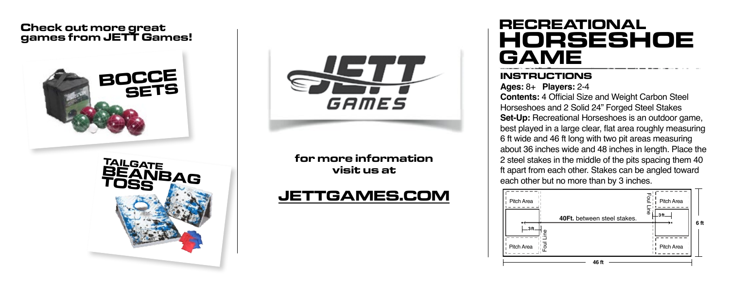## Check out more great games from JETT Games!

BOCCE SETS

TAILGATE BEANBAG TOSS

JETT GAMES

**for more information visit us at**

**JETTGAMES.COM**

# RECREATIONAL HORSESHOE GAME

## INSTRUCTIONS

**Ages:** 8+ **Players:** 2-4

**Contents:** 4 Official Size and Weight Carbon Steel Horseshoes and 2 Solid 24" Forged Steel Stakes

**Set-Up:** Recreational Horseshoes is an outdoor game, best played in a large clear, flat area roughly measuring 6 ft wide and 46 ft long with two pit areas measuring about 36 inches wide and 48 inches in length. Place the 2 steel stakes in the middle of the pits spacing them 40 ft apart from each other. Stakes can be angled toward each other but no more than by 3 inches.

Pitch Area | Pitch Area | Foul Line | Pitch Area | Pitch Area | Foul Line

**40Ft.** between steel stakes.

3 ft | 3 ft | 6 ft | 46 ft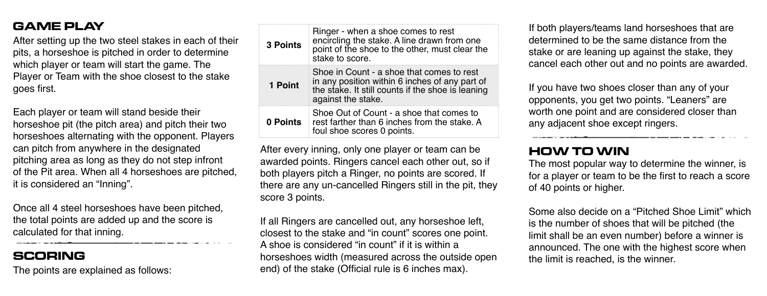## GAME PLAY

After setting up the two steel stakes in each of their pits, a horseshoe is pitched in order to determine which player or team will start the game. The Player or Team with the shoe closest to the stake goes first.

Each player or team will stand beside their horseshoe pit (the pitch area) and pitch their two horseshoes alternating with the opponent. Players can pitch from anywhere in the designated pitching area as long as they do not step infront of the Pit area. When all 4 horseshoes are pitched, it is considered an "Inning".

Once all 4 steel horseshoes have been pitched, the total points are added up and the score is calculated for that inning.

## SCORING

The points are explained as follows:

| | |
|---|---|
| **3 Points** | Ringer - when a shoe comes to rest encircling the stake. A line drawn from one point of the shoe to the other, must clear the stake to score. |
| **1 Point** | Shoe in Count - a shoe that comes to rest in any position within 6 inches of any part of the stake. It still counts if the shoe is leaning against the stake. |
| **0 Points** | Shoe Out of Count - a shoe that comes to rest farther than 6 inches from the stake. A foul shoe scores 0 points. |

After every inning, only one player or team can be awarded points. Ringers cancel each other out, so if both players pitch a Ringer, no points are scored. If there are any un-cancelled Ringers still in the pit, they score 3 points.

If all Ringers are cancelled out, any horseshoe left, closest to the stake and "in count" scores one point. A shoe is considered "in count" if it is within a horseshoes width (measured across the outside open end) of the stake (Official rule is 6 inches max).

If both players/teams land horseshoes that are determined to be the same distance from the stake or are leaning up against the stake, they cancel each other out and no points are awarded.

If you have two shoes closer than any of your opponents, you get two points. "Leaners" are worth one point and are considered closer than any adjacent shoe except ringers.

## HOW TO WIN

The most popular way to determine the winner, is for a player or team to be the first to reach a score of 40 points or higher.

Some also decide on a "Pitched Shoe Limit" which is the number of shoes that will be pitched (the limit shall be an even number) before a winner is announced. The one with the highest score when the limit is reached, is the winner.